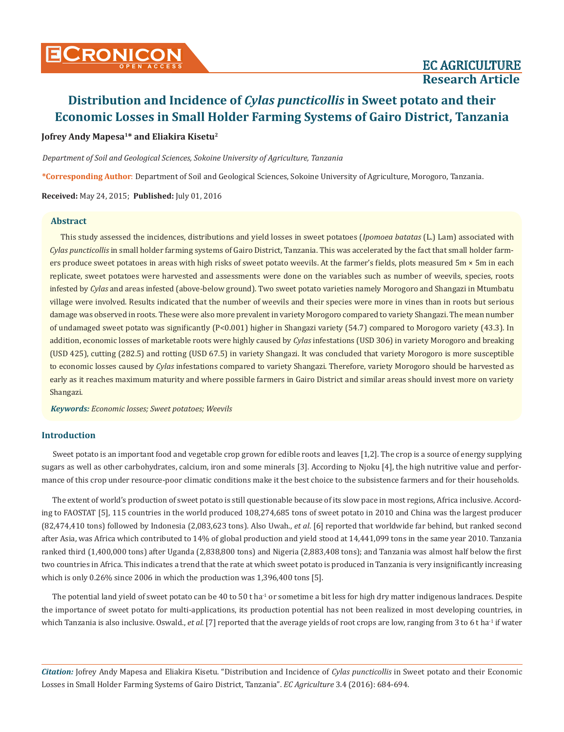# Distribution and Incidence of *Cylas puncticollis* in Sweet potato and their Economic Losses in Small Holder Farming Systems of Gairo District, Tanzania

**Jofrey Andy Mapesa[1]* and Eliakira Kisetu[2]**

*Department of Soil and Geological Sciences, Sokoine University of Agriculture, Tanzania*

**\*Corresponding Author**: Department of Soil and Geological Sciences, Sokoine University of Agriculture, Morogoro, Tanzania.

**Received:** May 24, 2015; **Published:** July 01, 2016

## Abstract

This study assessed the incidences, distributions and yield losses in sweet potatoes (*Ipomoea batatas* (L.) Lam) associated with *Cylas puncticollis* in small holder farming systems of Gairo District, Tanzania. This was accelerated by the fact that small holder farmers produce sweet potatoes in areas with high risks of sweet potato weevils. At the farmer's fields, plots measured 5m × 5m in each replicate, sweet potatoes were harvested and assessments were done on the variables such as number of weevils, species, roots infested by *Cylas* and areas infested (above-below ground). Two sweet potato varieties namely Morogoro and Shangazi in Mtumbatu village were involved. Results indicated that the number of weevils and their species were more in vines than in roots but serious damage was observed in roots. These were also more prevalent in variety Morogoro compared to variety Shangazi. The mean number of undamaged sweet potato was significantly ($P<0.001$) higher in Shangazi variety (54.7) compared to Morogoro variety (43.3). In addition, economic losses of marketable roots were highly caused by *Cylas* infestations (USD 306) in variety Morogoro and breaking (USD 425), cutting (282.5) and rotting (USD 67.5) in variety Shangazi. It was concluded that variety Morogoro is more susceptible to economic losses caused by *Cylas* infestations compared to variety Shangazi. Therefore, variety Morogoro should be harvested as early as it reaches maximum maturity and where possible farmers in Gairo District and similar areas should invest more on variety Shangazi.

***Keywords:** Economic losses; Sweet potatoes; Weevils*

## Introduction

Sweet potato is an important food and vegetable crop grown for edible roots and leaves [1,2]. The crop is a source of energy supplying sugars as well as other carbohydrates, calcium, iron and some minerals [3]. According to Njoku [4], the high nutritive value and performance of this crop under resource-poor climatic conditions make it the best choice to the subsistence farmers and for their households.

The extent of world's production of sweet potato is still questionable because of its slow pace in most regions, Africa inclusive. According to FAOSTAT [5], 115 countries in the world produced 108,274,685 tons of sweet potato in 2010 and China was the largest producer (82,474,410 tons) followed by Indonesia (2,083,623 tons). Also Uwah., *et al.* [6] reported that worldwide far behind, but ranked second after Asia, was Africa which contributed to 14% of global production and yield stood at 14,441,099 tons in the same year 2010. Tanzania ranked third (1,400,000 tons) after Uganda (2,838,800 tons) and Nigeria (2,883,408 tons); and Tanzania was almost half below the first two countries in Africa. This indicates a trend that the rate at which sweet potato is produced in Tanzania is very insignificantly increasing which is only 0.26% since 2006 in which the production was 1,396,400 tons [5].

The potential land yield of sweet potato can be 40 to 50 t ha$^{-1}$ or sometime a bit less for high dry matter indigenous landraces. Despite the importance of sweet potato for multi-applications, its production potential has not been realized in most developing countries, in which Tanzania is also inclusive. Oswald., *et al.* [7] reported that the average yields of root crops are low, ranging from 3 to 6 t ha$^{-1}$ if water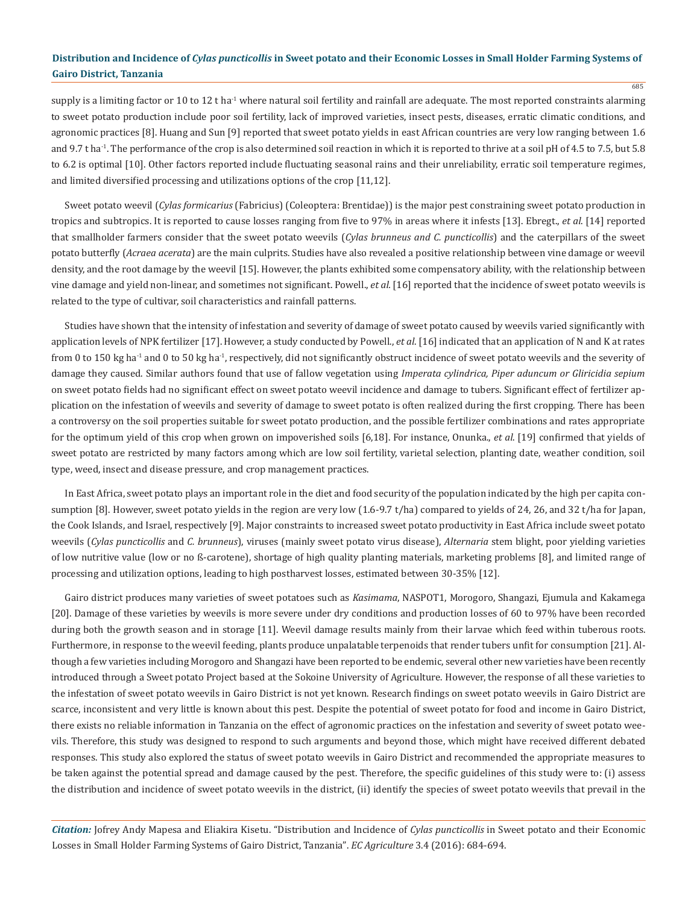supply is a limiting factor or 10 to 12 t ha$^{-1}$ where natural soil fertility and rainfall are adequate. The most reported constraints alarming to sweet potato production include poor soil fertility, lack of improved varieties, insect pests, diseases, erratic climatic conditions, and agronomic practices [8]. Huang and Sun [9] reported that sweet potato yields in east African countries are very low ranging between 1.6 and 9.7 t ha$^{-1}$. The performance of the crop is also determined soil reaction in which it is reported to thrive at a soil pH of 4.5 to 7.5, but 5.8 to 6.2 is optimal [10]. Other factors reported include fluctuating seasonal rains and their unreliability, erratic soil temperature regimes, and limited diversified processing and utilizations options of the crop [11,12].

Sweet potato weevil (*Cylas formicarius* (Fabricius) (Coleoptera: Brentidae)) is the major pest constraining sweet potato production in tropics and subtropics. It is reported to cause losses ranging from five to 97% in areas where it infests [13]. Ebregt., *et al*. [14] reported that smallholder farmers consider that the sweet potato weevils (*Cylas brunneus and C. puncticollis*) and the caterpillars of the sweet potato butterfly (*Acraea acerata*) are the main culprits. Studies have also revealed a positive relationship between vine damage or weevil density, and the root damage by the weevil [15]. However, the plants exhibited some compensatory ability, with the relationship between vine damage and yield non-linear, and sometimes not significant. Powell., *et al*. [16] reported that the incidence of sweet potato weevils is related to the type of cultivar, soil characteristics and rainfall patterns.

Studies have shown that the intensity of infestation and severity of damage of sweet potato caused by weevils varied significantly with application levels of NPK fertilizer [17]. However, a study conducted by Powell., *et al*. [16] indicated that an application of N and K at rates from 0 to 150 kg ha$^{-1}$ and 0 to 50 kg ha$^{-1}$, respectively, did not significantly obstruct incidence of sweet potato weevils and the severity of damage they caused. Similar authors found that use of fallow vegetation using *Imperata cylindrica, Piper aduncum or Gliricidia sepium* on sweet potato fields had no significant effect on sweet potato weevil incidence and damage to tubers. Significant effect of fertilizer application on the infestation of weevils and severity of damage to sweet potato is often realized during the first cropping. There has been a controversy on the soil properties suitable for sweet potato production, and the possible fertilizer combinations and rates appropriate for the optimum yield of this crop when grown on impoverished soils [6,18]. For instance, Onunka., *et al*. [19] confirmed that yields of sweet potato are restricted by many factors among which are low soil fertility, varietal selection, planting date, weather condition, soil type, weed, insect and disease pressure, and crop management practices.

In East Africa, sweet potato plays an important role in the diet and food security of the population indicated by the high per capita consumption [8]. However, sweet potato yields in the region are very low (1.6-9.7 t/ha) compared to yields of 24, 26, and 32 t/ha for Japan, the Cook Islands, and Israel, respectively [9]. Major constraints to increased sweet potato productivity in East Africa include sweet potato weevils (*Cylas puncticollis* and *C. brunneus*), viruses (mainly sweet potato virus disease), *Alternaria* stem blight, poor yielding varieties of low nutritive value (low or no ß-carotene), shortage of high quality planting materials, marketing problems [8], and limited range of processing and utilization options, leading to high postharvest losses, estimated between 30-35% [12].

Gairo district produces many varieties of sweet potatoes such as *Kasimama*, NASPOT1, Morogoro, Shangazi, Ejumula and Kakamega [20]. Damage of these varieties by weevils is more severe under dry conditions and production losses of 60 to 97% have been recorded during both the growth season and in storage [11]. Weevil damage results mainly from their larvae which feed within tuberous roots. Furthermore, in response to the weevil feeding, plants produce unpalatable terpenoids that render tubers unfit for consumption [21]. Although a few varieties including Morogoro and Shangazi have been reported to be endemic, several other new varieties have been recently introduced through a Sweet potato Project based at the Sokoine University of Agriculture. However, the response of all these varieties to the infestation of sweet potato weevils in Gairo District is not yet known. Research findings on sweet potato weevils in Gairo District are scarce, inconsistent and very little is known about this pest. Despite the potential of sweet potato for food and income in Gairo District, there exists no reliable information in Tanzania on the effect of agronomic practices on the infestation and severity of sweet potato weevils. Therefore, this study was designed to respond to such arguments and beyond those, which might have received different debated responses. This study also explored the status of sweet potato weevils in Gairo District and recommended the appropriate measures to be taken against the potential spread and damage caused by the pest. Therefore, the specific guidelines of this study were to: (i) assess the distribution and incidence of sweet potato weevils in the district, (ii) identify the species of sweet potato weevils that prevail in the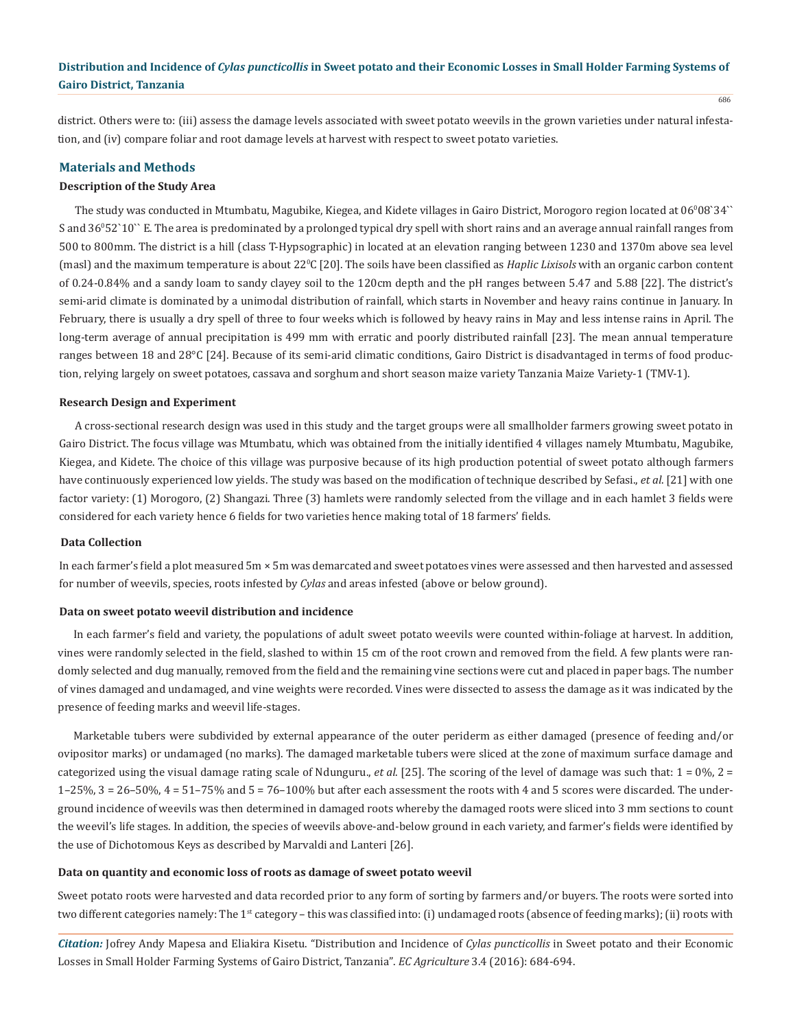district. Others were to: (iii) assess the damage levels associated with sweet potato weevils in the grown varieties under natural infestation, and (iv) compare foliar and root damage levels at harvest with respect to sweet potato varieties.

## Materials and Methods

### Description of the Study Area

The study was conducted in Mtumbatu, Magubike, Kiegea, and Kidete villages in Gairo District, Morogoro region located at $06^0$08`34`` S and $36^0$52`10`` E. The area is predominated by a prolonged typical dry spell with short rains and an average annual rainfall ranges from 500 to 800mm. The district is a hill (class T-Hypsographic) in located at an elevation ranging between 1230 and 1370m above sea level (masl) and the maximum temperature is about $22^0$C [20]. The soils have been classified as *Haplic Lixisols* with an organic carbon content of 0.24-0.84% and a sandy loam to sandy clayey soil to the 120cm depth and the pH ranges between 5.47 and 5.88 [22]. The district's semi-arid climate is dominated by a unimodal distribution of rainfall, which starts in November and heavy rains continue in January. In February, there is usually a dry spell of three to four weeks which is followed by heavy rains in May and less intense rains in April. The long-term average of annual precipitation is 499 mm with erratic and poorly distributed rainfall [23]. The mean annual temperature ranges between 18 and 28°C [24]. Because of its semi-arid climatic conditions, Gairo District is disadvantaged in terms of food production, relying largely on sweet potatoes, cassava and sorghum and short season maize variety Tanzania Maize Variety-1 (TMV-1).

### Research Design and Experiment

A cross-sectional research design was used in this study and the target groups were all smallholder farmers growing sweet potato in Gairo District. The focus village was Mtumbatu, which was obtained from the initially identified 4 villages namely Mtumbatu, Magubike, Kiegea, and Kidete. The choice of this village was purposive because of its high production potential of sweet potato although farmers have continuously experienced low yields. The study was based on the modification of technique described by Sefasi., *et al*. [21] with one factor variety: (1) Morogoro, (2) Shangazi. Three (3) hamlets were randomly selected from the village and in each hamlet 3 fields were considered for each variety hence 6 fields for two varieties hence making total of 18 farmers' fields.

### Data Collection

In each farmer's field a plot measured 5m × 5m was demarcated and sweet potatoes vines were assessed and then harvested and assessed for number of weevils, species, roots infested by *Cylas* and areas infested (above or below ground).

#### Data on sweet potato weevil distribution and incidence

In each farmer's field and variety, the populations of adult sweet potato weevils were counted within-foliage at harvest. In addition, vines were randomly selected in the field, slashed to within 15 cm of the root crown and removed from the field. A few plants were randomly selected and dug manually, removed from the field and the remaining vine sections were cut and placed in paper bags. The number of vines damaged and undamaged, and vine weights were recorded. Vines were dissected to assess the damage as it was indicated by the presence of feeding marks and weevil life-stages.

Marketable tubers were subdivided by external appearance of the outer periderm as either damaged (presence of feeding and/or ovipositor marks) or undamaged (no marks). The damaged marketable tubers were sliced at the zone of maximum surface damage and categorized using the visual damage rating scale of Ndunguru., *et al*. [25]. The scoring of the level of damage was such that: 1 = 0%, 2 = 1–25%, 3 = 26–50%, 4 = 51–75% and 5 = 76–100% but after each assessment the roots with 4 and 5 scores were discarded. The underground incidence of weevils was then determined in damaged roots whereby the damaged roots were sliced into 3 mm sections to count the weevil's life stages. In addition, the species of weevils above-and-below ground in each variety, and farmer's fields were identified by the use of Dichotomous Keys as described by Marvaldi and Lanteri [26].

#### Data on quantity and economic loss of roots as damage of sweet potato weevil

Sweet potato roots were harvested and data recorded prior to any form of sorting by farmers and/or buyers. The roots were sorted into two different categories namely: The 1st category – this was classified into: (i) undamaged roots (absence of feeding marks); (ii) roots with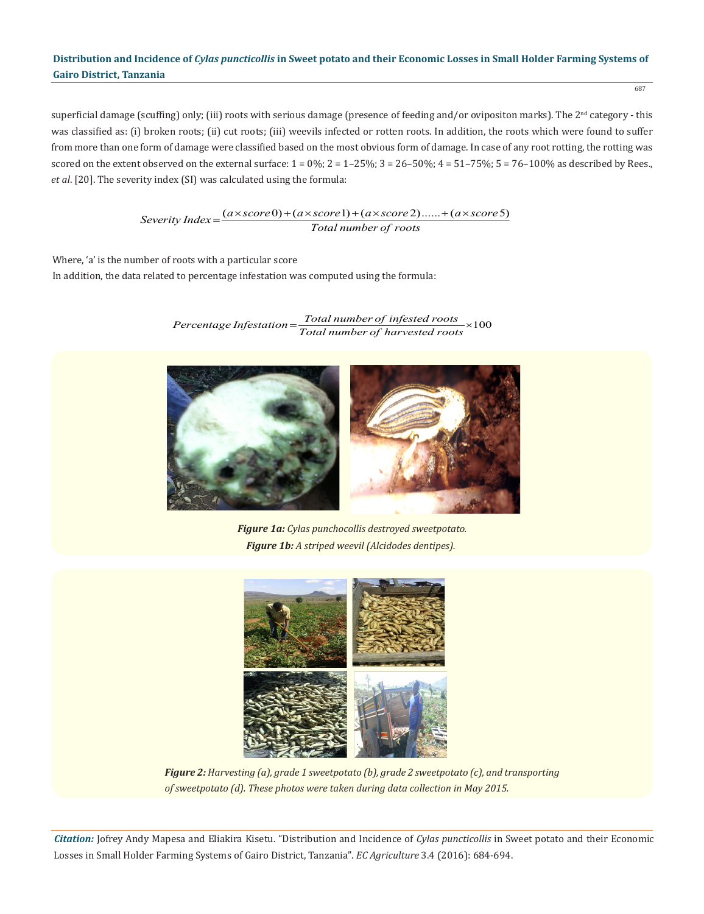superficial damage (scuffing) only; (iii) roots with serious damage (presence of feeding and/or ovipositon marks). The 2nd category - this was classified as: (i) broken roots; (ii) cut roots; (iii) weevils infected or rotten roots. In addition, the roots which were found to suffer from more than one form of damage were classified based on the most obvious form of damage. In case of any root rotting, the rotting was scored on the extent observed on the external surface: 1 = 0%; 2 = 1–25%; 3 = 26–50%; 4 = 51–75%; 5 = 76–100% as described by Rees., *et al*. [20]. The severity index (SI) was calculated using the formula:

$$Severity\ Index = \frac{(a \times score\,0) + (a \times score\,1) + (a \times score\,2) ...... + (a \times score\,5)}{Total\ number\ of\ roots}$$

Where, 'a' is the number of roots with a particular score

In addition, the data related to percentage infestation was computed using the formula:

$$Percentage\ Infestation = \frac{Total\ number\ of\ infested\ roots}{Total\ number\ of\ harvested\ roots} \times 100$$

***Figure 1a:*** *Cylas punchocollis destroyed sweetpotato.*

***Figure 1b:*** *A striped weevil (Alcidodes dentipes).*

***Figure 2:*** *Harvesting (a), grade 1 sweetpotato (b), grade 2 sweetpotato (c), and transporting of sweetpotato (d). These photos were taken during data collection in May 2015.*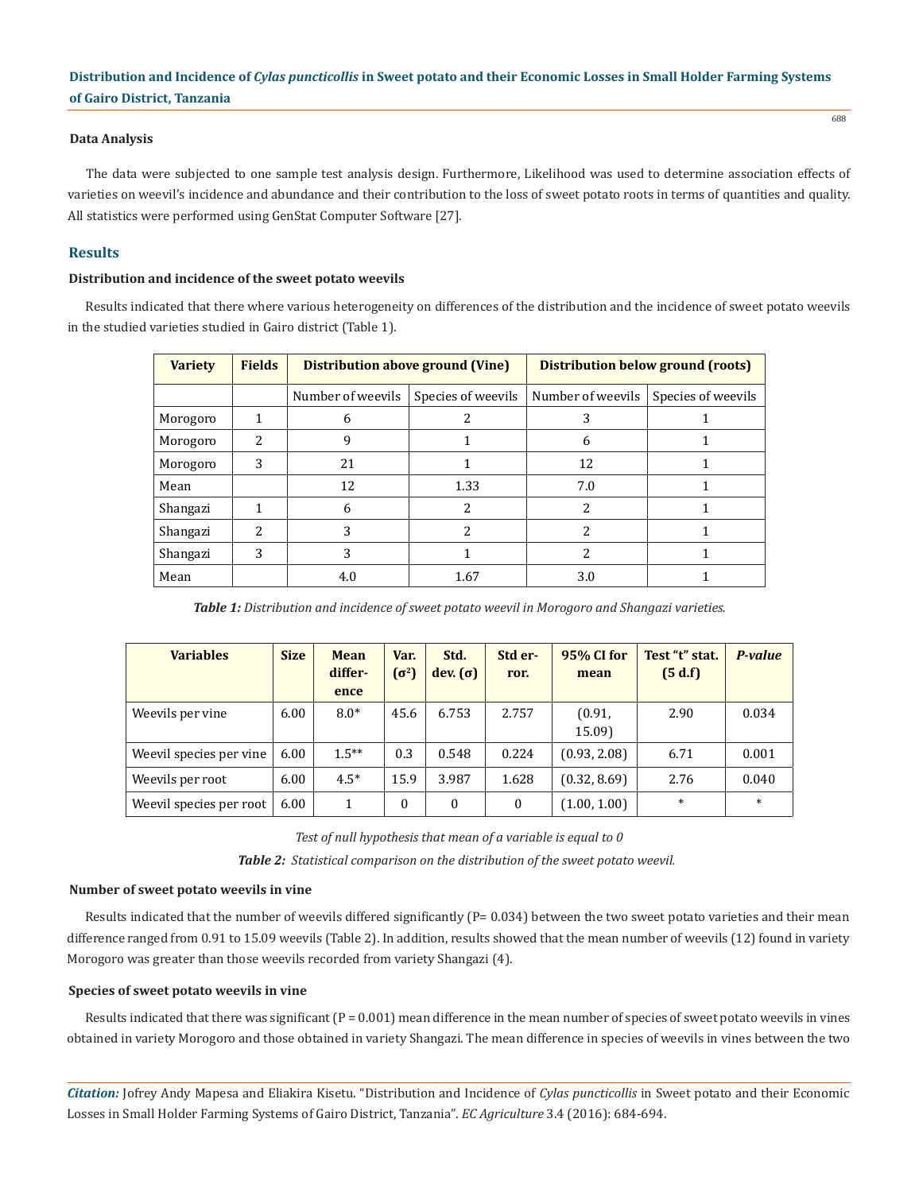### Data Analysis

The data were subjected to one sample test analysis design. Furthermore, Likelihood was used to determine association effects of varieties on weevil's incidence and abundance and their contribution to the loss of sweet potato roots in terms of quantities and quality. All statistics were performed using GenStat Computer Software [27].

## Results

### Distribution and incidence of the sweet potato weevils

Results indicated that there where various heterogeneity on differences of the distribution and the incidence of sweet potato weevils in the studied varieties studied in Gairo district (Table 1).

| Variety | Fields | Distribution above ground (Vine) | | Distribution below ground (roots) | |
|---|---|---|---|---|---|
| | | Number of weevils | Species of weevils | Number of weevils | Species of weevils |
| Morogoro | 1 | 6 | 2 | 3 | 1 |
| Morogoro | 2 | 9 | 1 | 6 | 1 |
| Morogoro | 3 | 21 | 1 | 12 | 1 |
| Mean | | 12 | 1.33 | 7.0 | 1 |
| Shangazi | 1 | 6 | 2 | 2 | 1 |
| Shangazi | 2 | 3 | 2 | 2 | 1 |
| Shangazi | 3 | 3 | 1 | 2 | 1 |
| Mean | | 4.0 | 1.67 | 3.0 | 1 |

***Table 1:*** *Distribution and incidence of sweet potato weevil in Morogoro and Shangazi varieties.*

| Variables | Size | Mean difference | Var. ($\sigma^2$) | Std. dev. ($\sigma$) | Std error. | 95% CI for mean | Test "t" stat. (5 d.f) | *P-value* |
|---|---|---|---|---|---|---|---|---|
| Weevils per vine | 6.00 | 8.0* | 45.6 | 6.753 | 2.757 | (0.91, 15.09) | 2.90 | 0.034 |
| Weevil species per vine | 6.00 | 1.5** | 0.3 | 0.548 | 0.224 | (0.93, 2.08) | 6.71 | 0.001 |
| Weevils per root | 6.00 | 4.5* | 15.9 | 3.987 | 1.628 | (0.32, 8.69) | 2.76 | 0.040 |
| Weevil species per root | 6.00 | 1 | 0 | 0 | 0 | (1.00, 1.00) | * | * |

*Test of null hypothesis that mean of a variable is equal to 0*

***Table 2:*** *Statistical comparison on the distribution of the sweet potato weevil.*

### Number of sweet potato weevils in vine

Results indicated that the number of weevils differed significantly (P= 0.034) between the two sweet potato varieties and their mean difference ranged from 0.91 to 15.09 weevils (Table 2). In addition, results showed that the mean number of weevils (12) found in variety Morogoro was greater than those weevils recorded from variety Shangazi (4).

### Species of sweet potato weevils in vine

Results indicated that there was significant (P = 0.001) mean difference in the mean number of species of sweet potato weevils in vines obtained in variety Morogoro and those obtained in variety Shangazi. The mean difference in species of weevils in vines between the two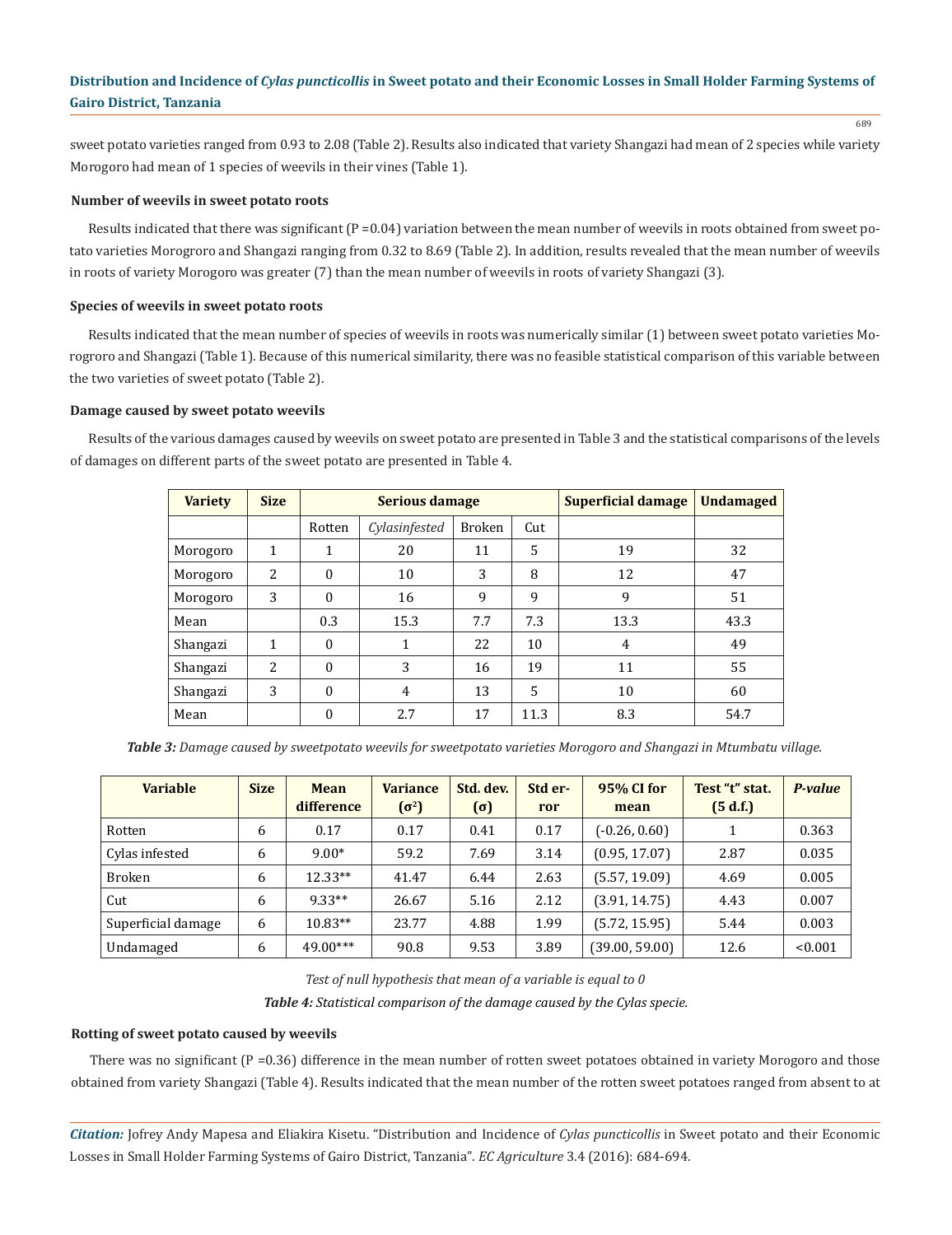sweet potato varieties ranged from 0.93 to 2.08 (Table 2). Results also indicated that variety Shangazi had mean of 2 species while variety Morogoro had mean of 1 species of weevils in their vines (Table 1).

### Number of weevils in sweet potato roots

Results indicated that there was significant (P =0.04) variation between the mean number of weevils in roots obtained from sweet potato varieties Morogroro and Shangazi ranging from 0.32 to 8.69 (Table 2). In addition, results revealed that the mean number of weevils in roots of variety Morogoro was greater (7) than the mean number of weevils in roots of variety Shangazi (3).

### Species of weevils in sweet potato roots

Results indicated that the mean number of species of weevils in roots was numerically similar (1) between sweet potato varieties Mo-rogroro and Shangazi (Table 1). Because of this numerical similarity, there was no feasible statistical comparison of this variable between the two varieties of sweet potato (Table 2).

### Damage caused by sweet potato weevils

Results of the various damages caused by weevils on sweet potato are presented in Table 3 and the statistical comparisons of the levels of damages on different parts of the sweet potato are presented in Table 4.

| Variety | Size | Serious damage | | | | Superficial damage | Undamaged |
|---|---|---|---|---|---|---|---|
| | | Rotten | *Cylasinfested* | Broken | Cut | | |
| Morogoro | 1 | 1 | 20 | 11 | 5 | 19 | 32 |
| Morogoro | 2 | 0 | 10 | 3 | 8 | 12 | 47 |
| Morogoro | 3 | 0 | 16 | 9 | 9 | 9 | 51 |
| Mean | | 0.3 | 15.3 | 7.7 | 7.3 | 13.3 | 43.3 |
| Shangazi | 1 | 0 | 1 | 22 | 10 | 4 | 49 |
| Shangazi | 2 | 0 | 3 | 16 | 19 | 11 | 55 |
| Shangazi | 3 | 0 | 4 | 13 | 5 | 10 | 60 |
| Mean | | 0 | 2.7 | 17 | 11.3 | 8.3 | 54.7 |

***Table 3:*** *Damage caused by sweetpotato weevils for sweetpotato varieties Morogoro and Shangazi in Mtumbatu village.*

| Variable | Size | Mean difference | Variance ($\sigma^2$) | Std. dev. ($\sigma$) | Std error | 95% CI for mean | Test "t" stat. (5 d.f.) | *P-value* |
|---|---|---|---|---|---|---|---|---|
| Rotten | 6 | 0.17 | 0.17 | 0.41 | 0.17 | (-0.26, 0.60) | 1 | 0.363 |
| Cylas infested | 6 | 9.00* | 59.2 | 7.69 | 3.14 | (0.95, 17.07) | 2.87 | 0.035 |
| Broken | 6 | 12.33** | 41.47 | 6.44 | 2.63 | (5.57, 19.09) | 4.69 | 0.005 |
| Cut | 6 | 9.33** | 26.67 | 5.16 | 2.12 | (3.91, 14.75) | 4.43 | 0.007 |
| Superficial damage | 6 | 10.83** | 23.77 | 4.88 | 1.99 | (5.72, 15.95) | 5.44 | 0.003 |
| Undamaged | 6 | 49.00*** | 90.8 | 9.53 | 3.89 | (39.00, 59.00) | 12.6 | <0.001 |

*Test of null hypothesis that mean of a variable is equal to 0*

***Table 4:*** *Statistical comparison of the damage caused by the Cylas specie.*

### Rotting of sweet potato caused by weevils

There was no significant (P =0.36) difference in the mean number of rotten sweet potatoes obtained in variety Morogoro and those obtained from variety Shangazi (Table 4). Results indicated that the mean number of the rotten sweet potatoes ranged from absent to at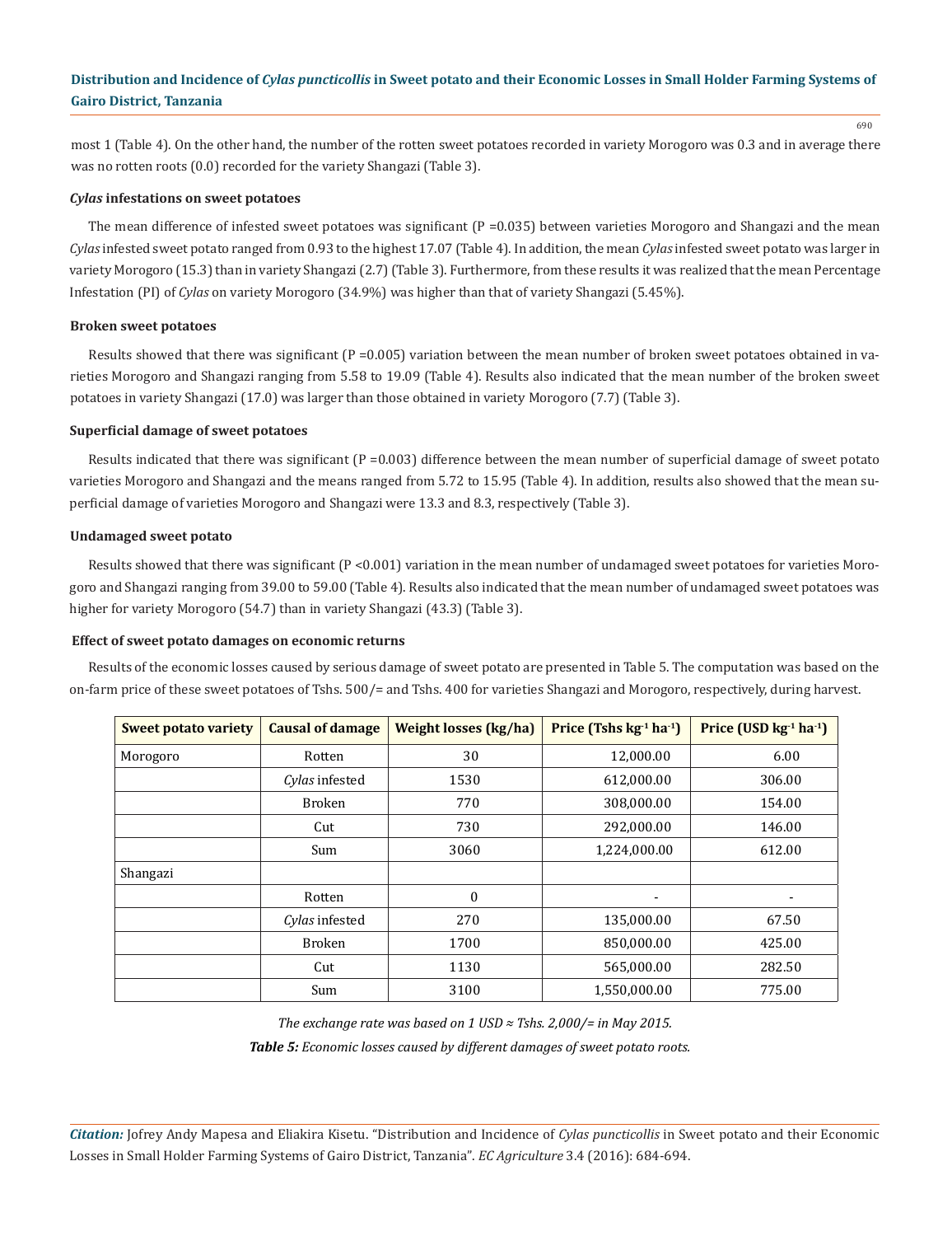most 1 (Table 4). On the other hand, the number of the rotten sweet potatoes recorded in variety Morogoro was 0.3 and in average there was no rotten roots (0.0) recorded for the variety Shangazi (Table 3).

### *Cylas* infestations on sweet potatoes

The mean difference of infested sweet potatoes was significant (P =0.035) between varieties Morogoro and Shangazi and the mean *Cylas* infested sweet potato ranged from 0.93 to the highest 17.07 (Table 4). In addition, the mean *Cylas* infested sweet potato was larger in variety Morogoro (15.3) than in variety Shangazi (2.7) (Table 3). Furthermore, from these results it was realized that the mean Percentage Infestation (PI) of *Cylas* on variety Morogoro (34.9%) was higher than that of variety Shangazi (5.45%).

### Broken sweet potatoes

Results showed that there was significant (P =0.005) variation between the mean number of broken sweet potatoes obtained in varieties Morogoro and Shangazi ranging from 5.58 to 19.09 (Table 4). Results also indicated that the mean number of the broken sweet potatoes in variety Shangazi (17.0) was larger than those obtained in variety Morogoro (7.7) (Table 3).

### Superficial damage of sweet potatoes

Results indicated that there was significant (P =0.003) difference between the mean number of superficial damage of sweet potato varieties Morogoro and Shangazi and the means ranged from 5.72 to 15.95 (Table 4). In addition, results also showed that the mean superficial damage of varieties Morogoro and Shangazi were 13.3 and 8.3, respectively (Table 3).

### Undamaged sweet potato

Results showed that there was significant (P <0.001) variation in the mean number of undamaged sweet potatoes for varieties Morogoro and Shangazi ranging from 39.00 to 59.00 (Table 4). Results also indicated that the mean number of undamaged sweet potatoes was higher for variety Morogoro (54.7) than in variety Shangazi (43.3) (Table 3).

### Effect of sweet potato damages on economic returns

Results of the economic losses caused by serious damage of sweet potato are presented in Table 5. The computation was based on the on-farm price of these sweet potatoes of Tshs. 500/= and Tshs. 400 for varieties Shangazi and Morogoro, respectively, during harvest.

| Sweet potato variety | Causal of damage | Weight losses (kg/ha) | Price (Tshs $kg^{-1}$ $ha^{-1}$) | Price (USD $kg^{-1}$ $ha^{-1}$) |
|---|---|---|---|---|
| Morogoro | Rotten | 30 | 12,000.00 | 6.00 |
| | *Cylas* infested | 1530 | 612,000.00 | 306.00 |
| | Broken | 770 | 308,000.00 | 154.00 |
| | Cut | 730 | 292,000.00 | 146.00 |
| | Sum | 3060 | 1,224,000.00 | 612.00 |
| Shangazi | | | | |
| | Rotten | 0 | - | - |
| | *Cylas* infested | 270 | 135,000.00 | 67.50 |
| | Broken | 1700 | 850,000.00 | 425.00 |
| | Cut | 1130 | 565,000.00 | 282.50 |
| | Sum | 3100 | 1,550,000.00 | 775.00 |

*The exchange rate was based on 1 USD ≈ Tshs. 2,000/= in May 2015.*

***Table 5:*** *Economic losses caused by different damages of sweet potato roots.*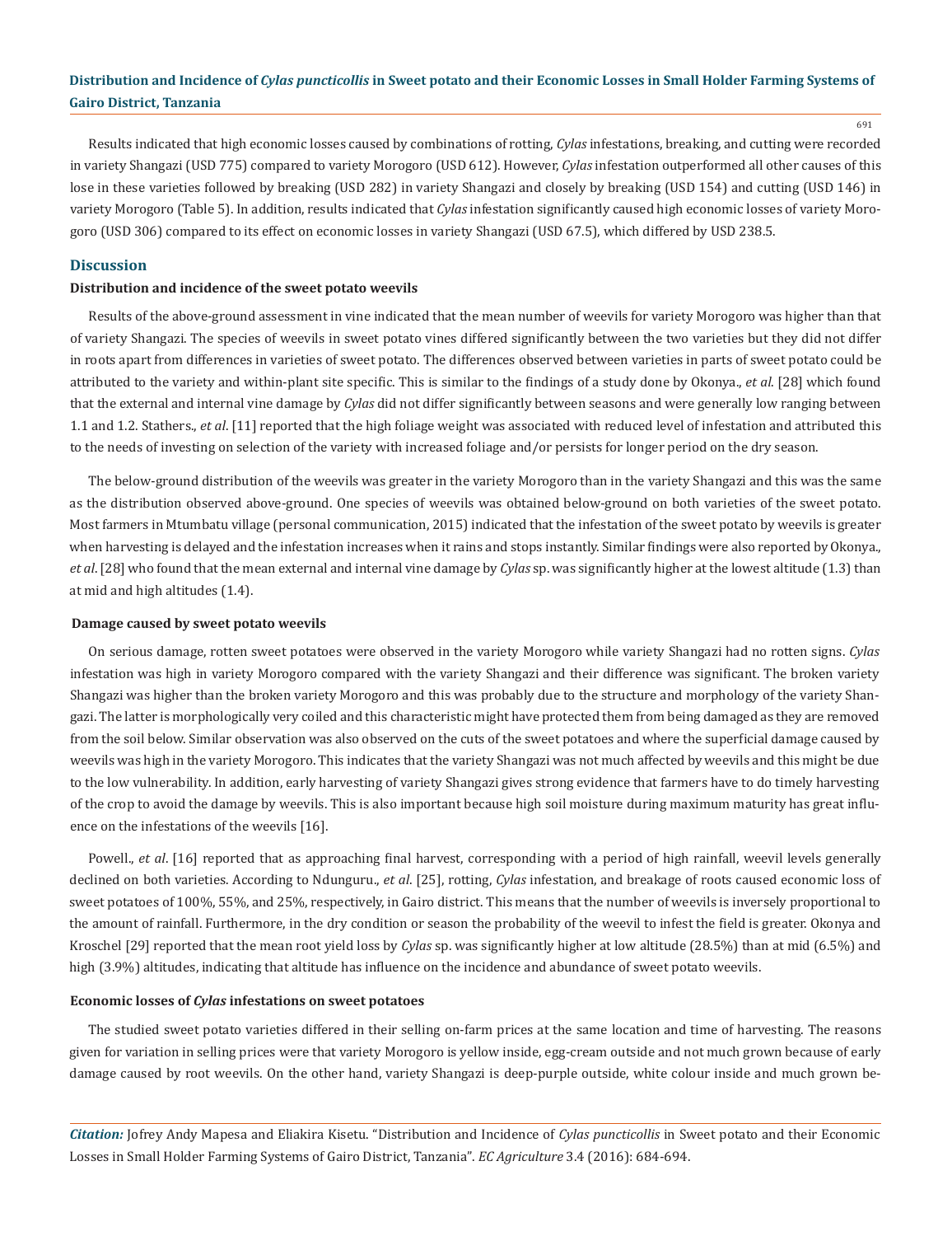Results indicated that high economic losses caused by combinations of rotting, *Cylas* infestations, breaking, and cutting were recorded in variety Shangazi (USD 775) compared to variety Morogoro (USD 612). However, *Cylas* infestation outperformed all other causes of this lose in these varieties followed by breaking (USD 282) in variety Shangazi and closely by breaking (USD 154) and cutting (USD 146) in variety Morogoro (Table 5). In addition, results indicated that *Cylas* infestation significantly caused high economic losses of variety Morogoro (USD 306) compared to its effect on economic losses in variety Shangazi (USD 67.5), which differed by USD 238.5.

## Discussion

### Distribution and incidence of the sweet potato weevils

Results of the above-ground assessment in vine indicated that the mean number of weevils for variety Morogoro was higher than that of variety Shangazi. The species of weevils in sweet potato vines differed significantly between the two varieties but they did not differ in roots apart from differences in varieties of sweet potato. The differences observed between varieties in parts of sweet potato could be attributed to the variety and within-plant site specific. This is similar to the findings of a study done by Okonya., *et al*. [28] which found that the external and internal vine damage by *Cylas* did not differ significantly between seasons and were generally low ranging between 1.1 and 1.2. Stathers., *et al*. [11] reported that the high foliage weight was associated with reduced level of infestation and attributed this to the needs of investing on selection of the variety with increased foliage and/or persists for longer period on the dry season.

The below-ground distribution of the weevils was greater in the variety Morogoro than in the variety Shangazi and this was the same as the distribution observed above-ground. One species of weevils was obtained below-ground on both varieties of the sweet potato. Most farmers in Mtumbatu village (personal communication, 2015) indicated that the infestation of the sweet potato by weevils is greater when harvesting is delayed and the infestation increases when it rains and stops instantly. Similar findings were also reported by Okonya., *et al*. [28] who found that the mean external and internal vine damage by *Cylas* sp. was significantly higher at the lowest altitude (1.3) than at mid and high altitudes (1.4).

### Damage caused by sweet potato weevils

On serious damage, rotten sweet potatoes were observed in the variety Morogoro while variety Shangazi had no rotten signs. *Cylas* infestation was high in variety Morogoro compared with the variety Shangazi and their difference was significant. The broken variety Shangazi was higher than the broken variety Morogoro and this was probably due to the structure and morphology of the variety Shangazi. The latter is morphologically very coiled and this characteristic might have protected them from being damaged as they are removed from the soil below. Similar observation was also observed on the cuts of the sweet potatoes and where the superficial damage caused by weevils was high in the variety Morogoro. This indicates that the variety Shangazi was not much affected by weevils and this might be due to the low vulnerability. In addition, early harvesting of variety Shangazi gives strong evidence that farmers have to do timely harvesting of the crop to avoid the damage by weevils. This is also important because high soil moisture during maximum maturity has great influence on the infestations of the weevils [16].

Powell., *et al*. [16] reported that as approaching final harvest, corresponding with a period of high rainfall, weevil levels generally declined on both varieties. According to Ndunguru., *et al*. [25], rotting, *Cylas* infestation, and breakage of roots caused economic loss of sweet potatoes of 100%, 55%, and 25%, respectively, in Gairo district. This means that the number of weevils is inversely proportional to the amount of rainfall. Furthermore, in the dry condition or season the probability of the weevil to infest the field is greater. Okonya and Kroschel [29] reported that the mean root yield loss by *Cylas* sp. was significantly higher at low altitude (28.5%) than at mid (6.5%) and high (3.9%) altitudes, indicating that altitude has influence on the incidence and abundance of sweet potato weevils.

### Economic losses of *Cylas* infestations on sweet potatoes

The studied sweet potato varieties differed in their selling on-farm prices at the same location and time of harvesting. The reasons given for variation in selling prices were that variety Morogoro is yellow inside, egg-cream outside and not much grown because of early damage caused by root weevils. On the other hand, variety Shangazi is deep-purple outside, white colour inside and much grown be-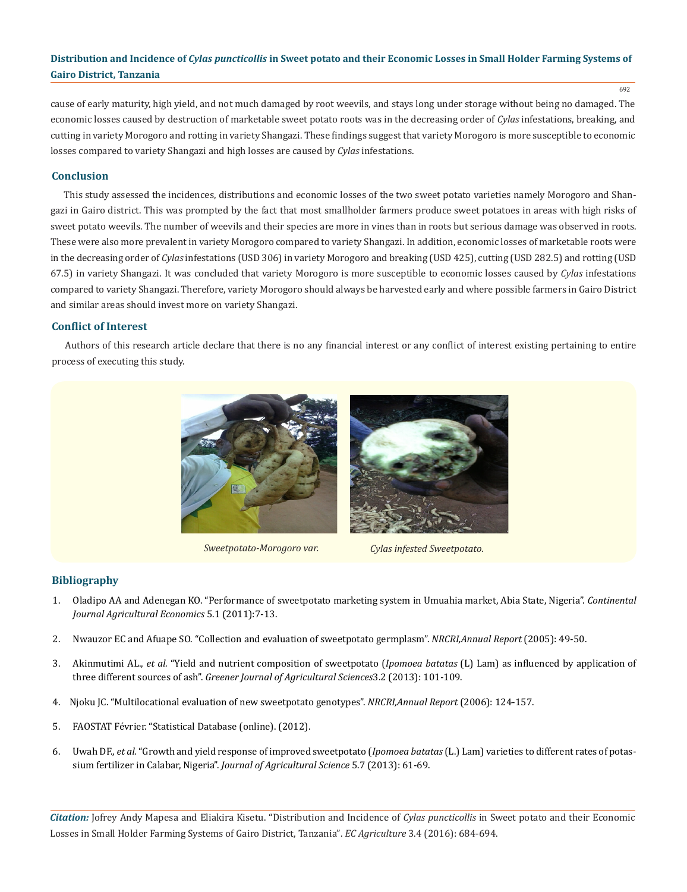cause of early maturity, high yield, and not much damaged by root weevils, and stays long under storage without being no damaged. The economic losses caused by destruction of marketable sweet potato roots was in the decreasing order of *Cylas* infestations, breaking, and cutting in variety Morogoro and rotting in variety Shangazi. These findings suggest that variety Morogoro is more susceptible to economic losses compared to variety Shangazi and high losses are caused by *Cylas* infestations.

## Conclusion

This study assessed the incidences, distributions and economic losses of the two sweet potato varieties namely Morogoro and Shangazi in Gairo district. This was prompted by the fact that most smallholder farmers produce sweet potatoes in areas with high risks of sweet potato weevils. The number of weevils and their species are more in vines than in roots but serious damage was observed in roots. These were also more prevalent in variety Morogoro compared to variety Shangazi. In addition, economic losses of marketable roots were in the decreasing order of *Cylas* infestations (USD 306) in variety Morogoro and breaking (USD 425), cutting (USD 282.5) and rotting (USD 67.5) in variety Shangazi. It was concluded that variety Morogoro is more susceptible to economic losses caused by *Cylas* infestations compared to variety Shangazi. Therefore, variety Morogoro should always be harvested early and where possible farmers in Gairo District and similar areas should invest more on variety Shangazi.

## Conflict of Interest

Authors of this research article declare that there is no any financial interest or any conflict of interest existing pertaining to entire process of executing this study.

*Sweetpotato-Morogoro var.*

*Cylas infested Sweetpotato.*

## Bibliography

1. Oladipo AA and Adenegan KO. "Performance of sweetpotato marketing system in Umuahia market, Abia State, Nigeria". *Continental Journal Agricultural Economics* 5.1 (2011):7-13.
2. Nwauzor EC and Afuape SO. "Collection and evaluation of sweetpotato germplasm". *NRCRI,Annual Report* (2005): 49-50.
3. Akinmutimi AL., *et al.* "Yield and nutrient composition of sweetpotato (*Ipomoea batatas* (L) Lam) as influenced by application of three different sources of ash". *Greener Journal of Agricultural Sciences*3.2 (2013): 101-109.
4. Njoku JC. "Multilocational evaluation of new sweetpotato genotypes". *NRCRI,Annual Report* (2006): 124-157.
5. FAOSTAT Février. "Statistical Database (online). (2012).
6. Uwah DF., *et al.* "Growth and yield response of improved sweetpotato (*Ipomoea batatas* (L.) Lam) varieties to different rates of potassium fertilizer in Calabar, Nigeria". *Journal of Agricultural Science* 5.7 (2013): 61-69.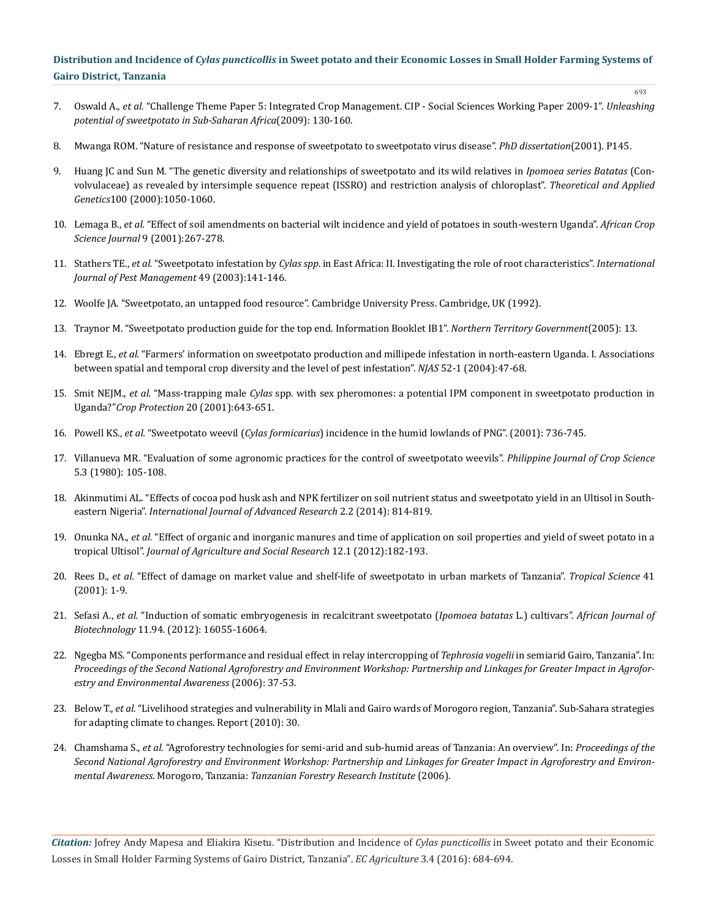7. Oswald A., *et al.* "Challenge Theme Paper 5: Integrated Crop Management. CIP - Social Sciences Working Paper 2009-1". *Unleashing potential of sweetpotato in Sub-Saharan Africa*(2009): 130-160.

8. Mwanga ROM. "Nature of resistance and response of sweetpotato to sweetpotato virus disease". *PhD dissertation*(2001). P145.

9. Huang JC and Sun M. "The genetic diversity and relationships of sweetpotato and its wild relatives in *Ipomoea series Batatas* (Convolvulaceae) as revealed by intersimple sequence repeat (ISSRO) and restriction analysis of chloroplast". *Theoretical and Applied Genetics*100 (2000):1050-1060.

10. Lemaga B., *et al.* "Effect of soil amendments on bacterial wilt incidence and yield of potatoes in south-western Uganda". *African Crop Science Journal* 9 (2001):267-278.

11. Stathers TE., *et al.* "Sweetpotato infestation by *Cylas spp*. in East Africa: II. Investigating the role of root characteristics". *International Journal of Pest Management* 49 (2003):141-146.

12. Woolfe JA. "Sweetpotato, an untapped food resource". Cambridge University Press. Cambridge, UK (1992).

13. Traynor M. "Sweetpotato production guide for the top end. Information Booklet IB1". *Northern Territory Government*(2005): 13.

14. Ebregt E., *et al.* "Farmers' information on sweetpotato production and millipede infestation in north-eastern Uganda. I. Associations between spatial and temporal crop diversity and the level of pest infestation". *NJAS* 52-1 (2004):47-68.

15. Smit NEJM., *et al.* "Mass-trapping male *Cylas* spp. with sex pheromones: a potential IPM component in sweetpotato production in Uganda?"*Crop Protection* 20 (2001):643-651.

16. Powell KS., *et al.* "Sweetpotato weevil (*Cylas formicarius*) incidence in the humid lowlands of PNG". (2001): 736-745.

17. Villanueva MR. "Evaluation of some agronomic practices for the control of sweetpotato weevils". *Philippine Journal of Crop Science* 5.3 (1980): 105-108.

18. Akinmutimi AL. "Effects of cocoa pod husk ash and NPK fertilizer on soil nutrient status and sweetpotato yield in an Ultisol in South-eastern Nigeria". *International Journal of Advanced Research* 2.2 (2014): 814-819.

19. Onunka NA., *et al.* "Effect of organic and inorganic manures and time of application on soil properties and yield of sweet potato in a tropical Ultisol". *Journal of Agriculture and Social Research* 12.1 (2012):182-193.

20. Rees D., *et al.* "Effect of damage on market value and shelf-life of sweetpotato in urban markets of Tanzania". *Tropical Science* 41 (2001): 1-9.

21. Sefasi A., *et al.* "Induction of somatic embryogenesis in recalcitrant sweetpotato (*Ipomoea batatas* L.) cultivars". *African Journal of Biotechnology* 11.94. (2012): 16055-16064.

22. Ngegba MS. "Components performance and residual effect in relay intercropping of *Tephrosia vogelii* in semiarid Gairo, Tanzania". In: *Proceedings of the Second National Agroforestry and Environment Workshop: Partnership and Linkages for Greater Impact in Agroforestry and Environmental Awareness* (2006): 37-53.

23. Below T., *et al.* "Livelihood strategies and vulnerability in Mlali and Gairo wards of Morogoro region, Tanzania". Sub-Sahara strategies for adapting climate to changes. Report (2010): 30.

24. Chamshama S., *et al.* "Agroforestry technologies for semi-arid and sub-humid areas of Tanzania: An overview". In: *Proceedings of the Second National Agroforestry and Environment Workshop: Partnership and Linkages for Greater Impact in Agroforestry and Environmental Awareness*. Morogoro, Tanzania: *Tanzanian Forestry Research Institute* (2006).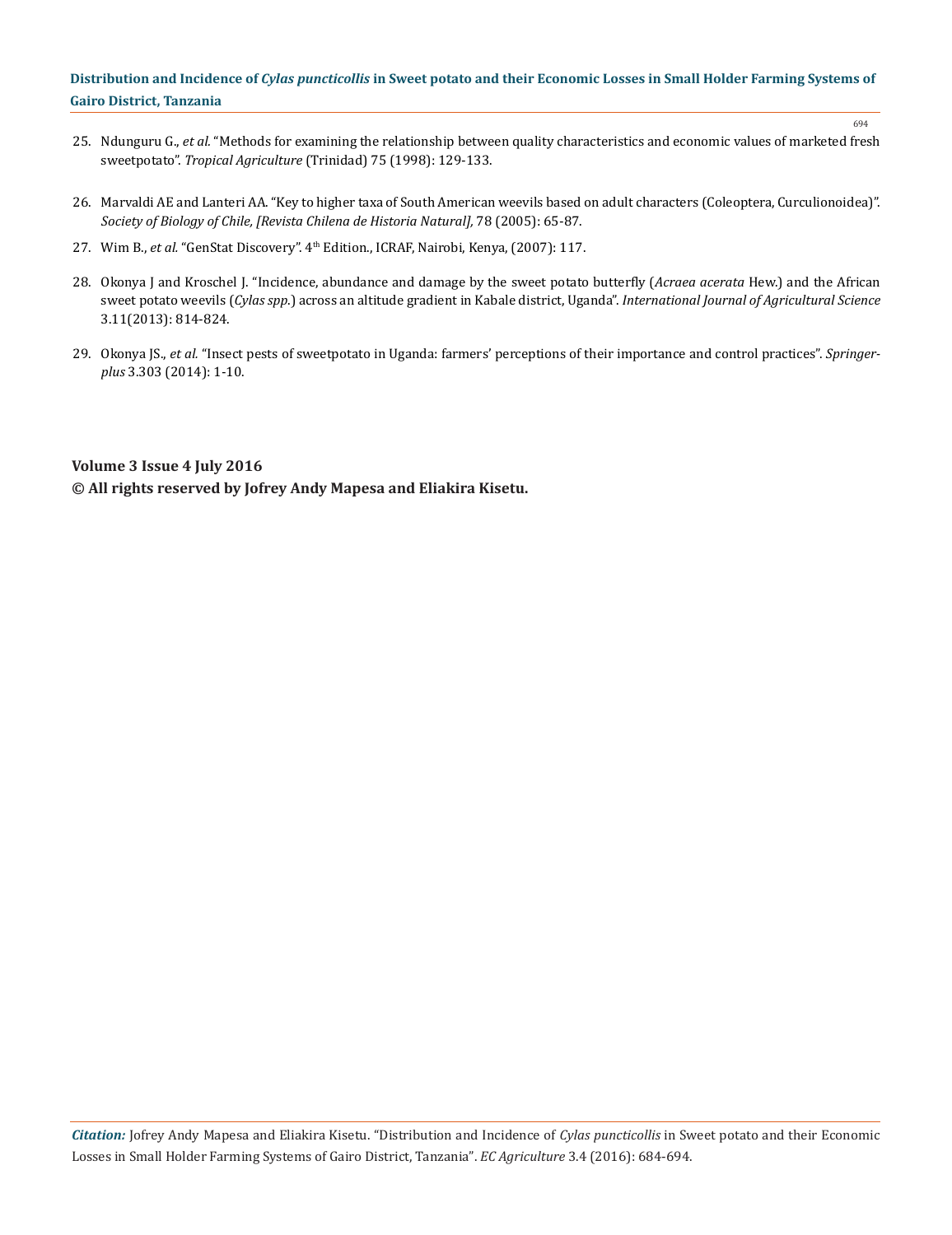25. Ndunguru G., *et al.* "Methods for examining the relationship between quality characteristics and economic values of marketed fresh sweetpotato". *Tropical Agriculture* (Trinidad) 75 (1998): 129-133.

26. Marvaldi AE and Lanteri AA. "Key to higher taxa of South American weevils based on adult characters (Coleoptera, Curculionoidea)". *Society of Biology of Chile, [Revista Chilena de Historia Natural],* 78 (2005): 65-87.

27. Wim B., *et al.* "GenStat Discovery". 4th Edition., ICRAF, Nairobi, Kenya, (2007): 117.

28. Okonya J and Kroschel J. "Incidence, abundance and damage by the sweet potato butterfly (*Acraea acerata* Hew.) and the African sweet potato weevils (*Cylas spp.*) across an altitude gradient in Kabale district, Uganda". *International Journal of Agricultural Science* 3.11(2013): 814-824.

29. Okonya JS., *et al.* "Insect pests of sweetpotato in Uganda: farmers' perceptions of their importance and control practices". *Springerplus* 3.303 (2014): 1-10.

**Volume 3 Issue 4 July 2016**
**© All rights reserved by Jofrey Andy Mapesa and Eliakira Kisetu.**